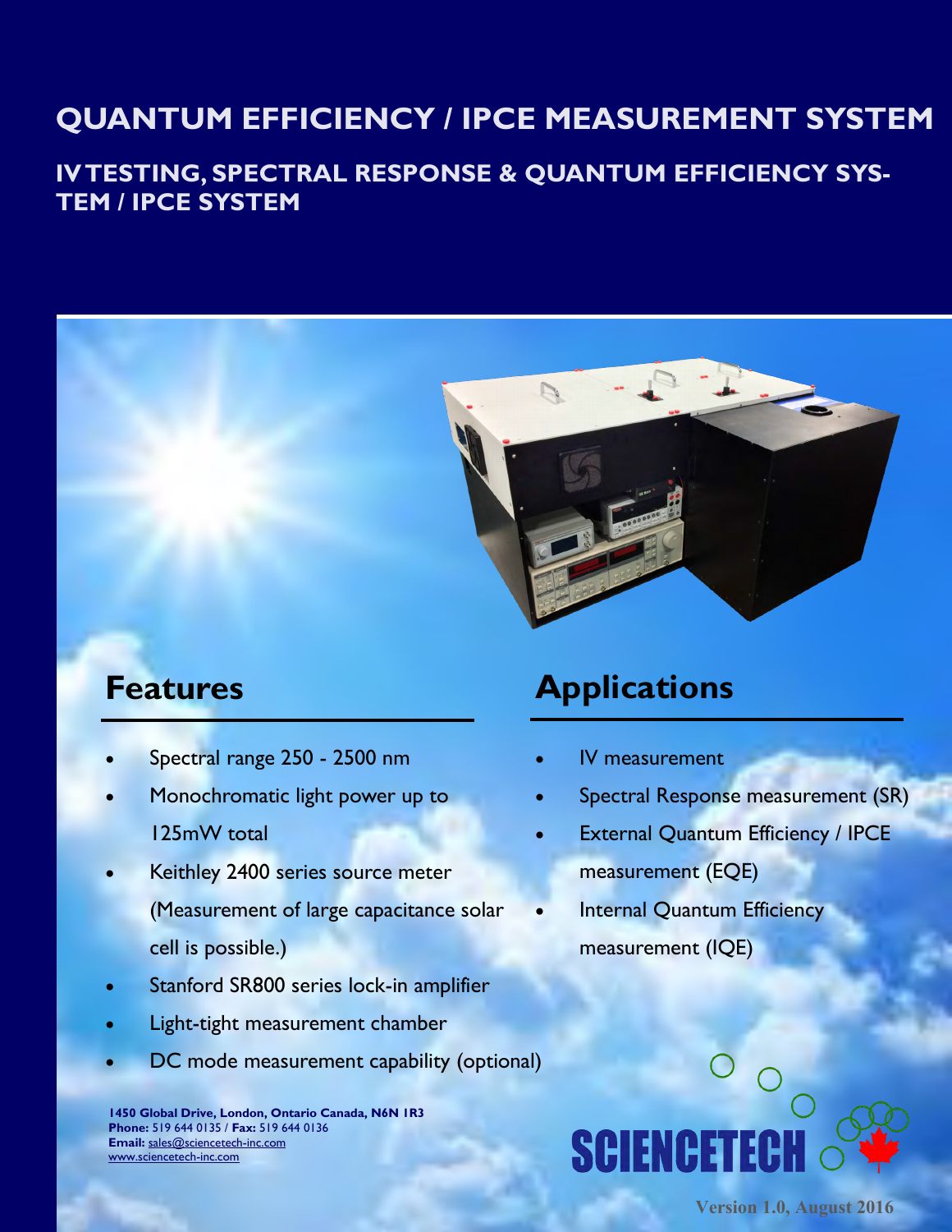# QUANTUM EFFICIENCY / IPCE MEASUREMENT SYSTEM

## IV TESTING, SPECTRAL RESPONSE & QUANTUM EFFICIENCY SYSTEM / IPCE SYSTEM

## Features

- Spectral range 250 - 2500 nm
- Monochromatic light power up to 125mW total
- Keithley 2400 series source meter (Measurement of large capacitance solar cell is possible.)
- Stanford SR800 series lock-in amplifier
- Light-tight measurement chamber
- DC mode measurement capability (optional)

## Applications

- IV measurement
- Spectral Response measurement (SR)
- External Quantum Efficiency / IPCE measurement (EQE)
- Internal Quantum Efficiency measurement (IQE)

**1450 Global Drive, London, Ontario Canada, N6N 1R3**
**Phone:** 519 644 0135 / **Fax:** 519 644 0136
**Email:** sales@sciencetech-inc.com
www.sciencetech-inc.com

SCIENCETECH

Version 1.0, August 2016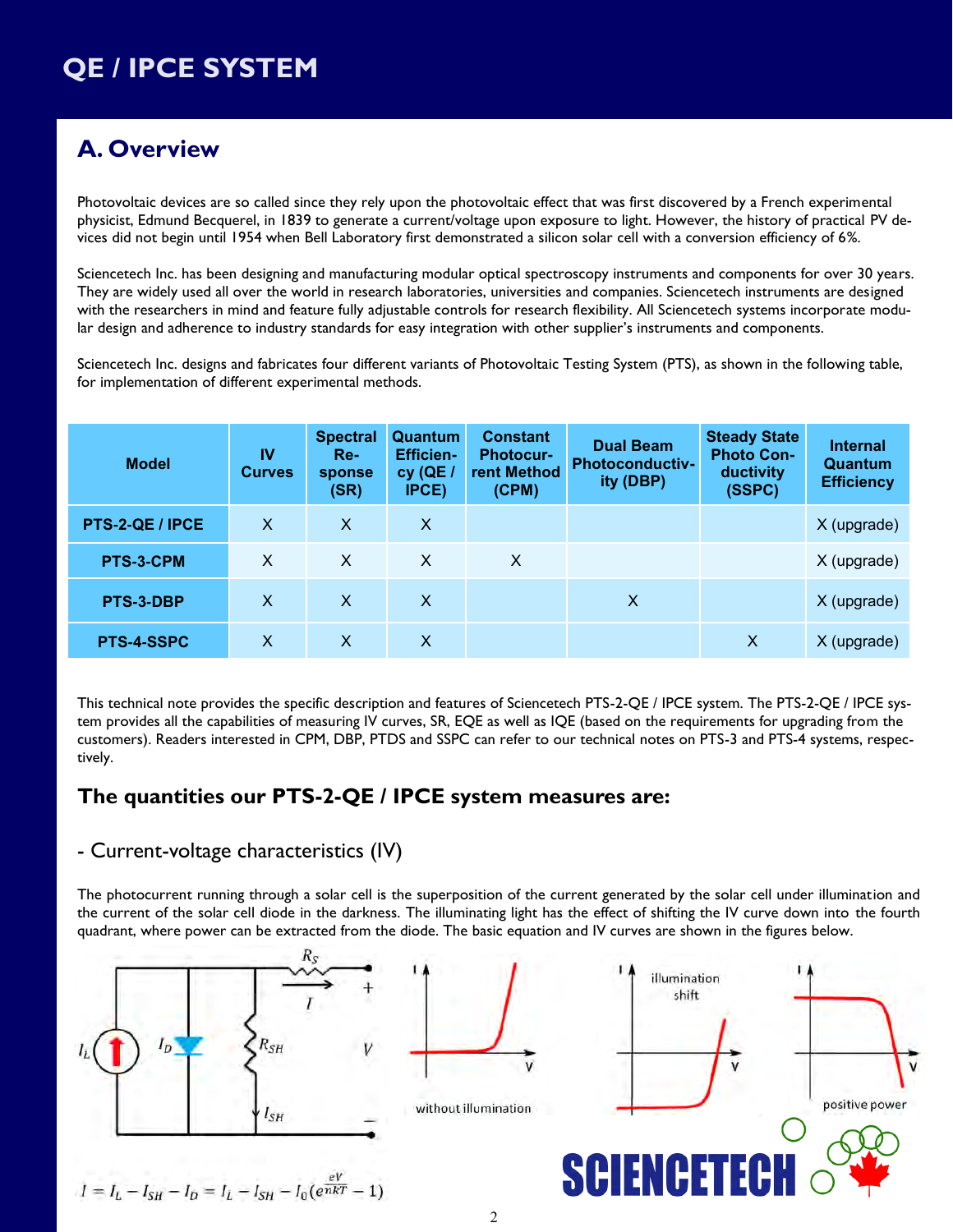# QE / IPCE SYSTEM

## A. Overview

Photovoltaic devices are so called since they rely upon the photovoltaic effect that was first discovered by a French experimental physicist, Edmund Becquerel, in 1839 to generate a current/voltage upon exposure to light. However, the history of practical PV devices did not begin until 1954 when Bell Laboratory first demonstrated a silicon solar cell with a conversion efficiency of 6%.

Sciencetech Inc. has been designing and manufacturing modular optical spectroscopy instruments and components for over 30 years. They are widely used all over the world in research laboratories, universities and companies. Sciencetech instruments are designed with the researchers in mind and feature fully adjustable controls for research flexibility. All Sciencetech systems incorporate modular design and adherence to industry standards for easy integration with other supplier's instruments and components.

Sciencetech Inc. designs and fabricates four different variants of Photovoltaic Testing System (PTS), as shown in the following table, for implementation of different experimental methods.

| Model | IV Curves | Spectral Response (SR) | Quantum Efficiency (QE / IPCE) | Constant Photocurrent Method (CPM) | Dual Beam Photoconductivity (DBP) | Steady State Photo Conductivity (SSPC) | Internal Quantum Efficiency |
|---|---|---|---|---|---|---|---|
| PTS-2-QE / IPCE | X | X | X | | | | X (upgrade) |
| PTS-3-CPM | X | X | X | X | | | X (upgrade) |
| PTS-3-DBP | X | X | X | | X | | X (upgrade) |
| PTS-4-SSPC | X | X | X | | | X | X (upgrade) |

This technical note provides the specific description and features of Sciencetech PTS-2-QE / IPCE system. The PTS-2-QE / IPCE system provides all the capabilities of measuring IV curves, SR, EQE as well as IQE (based on the requirements for upgrading from the customers). Readers interested in CPM, DBP, PTDS and SSPC can refer to our technical notes on PTS-3 and PTS-4 systems, respectively.

### The quantities our PTS-2-QE / IPCE system measures are:

#### - Current-voltage characteristics (IV)

The photocurrent running through a solar cell is the superposition of the current generated by the solar cell under illumination and the current of the solar cell diode in the darkness. The illuminating light has the effect of shifting the IV curve down into the fourth quadrant, where power can be extracted from the diode. The basic equation and IV curves are shown in the figures below.

without illumination

illumination shift

positive power

$$I = I_L - I_{SH} - I_D = I_L - I_{SH} - I_0\left(e^{\frac{eV}{nkT}} - 1\right)$$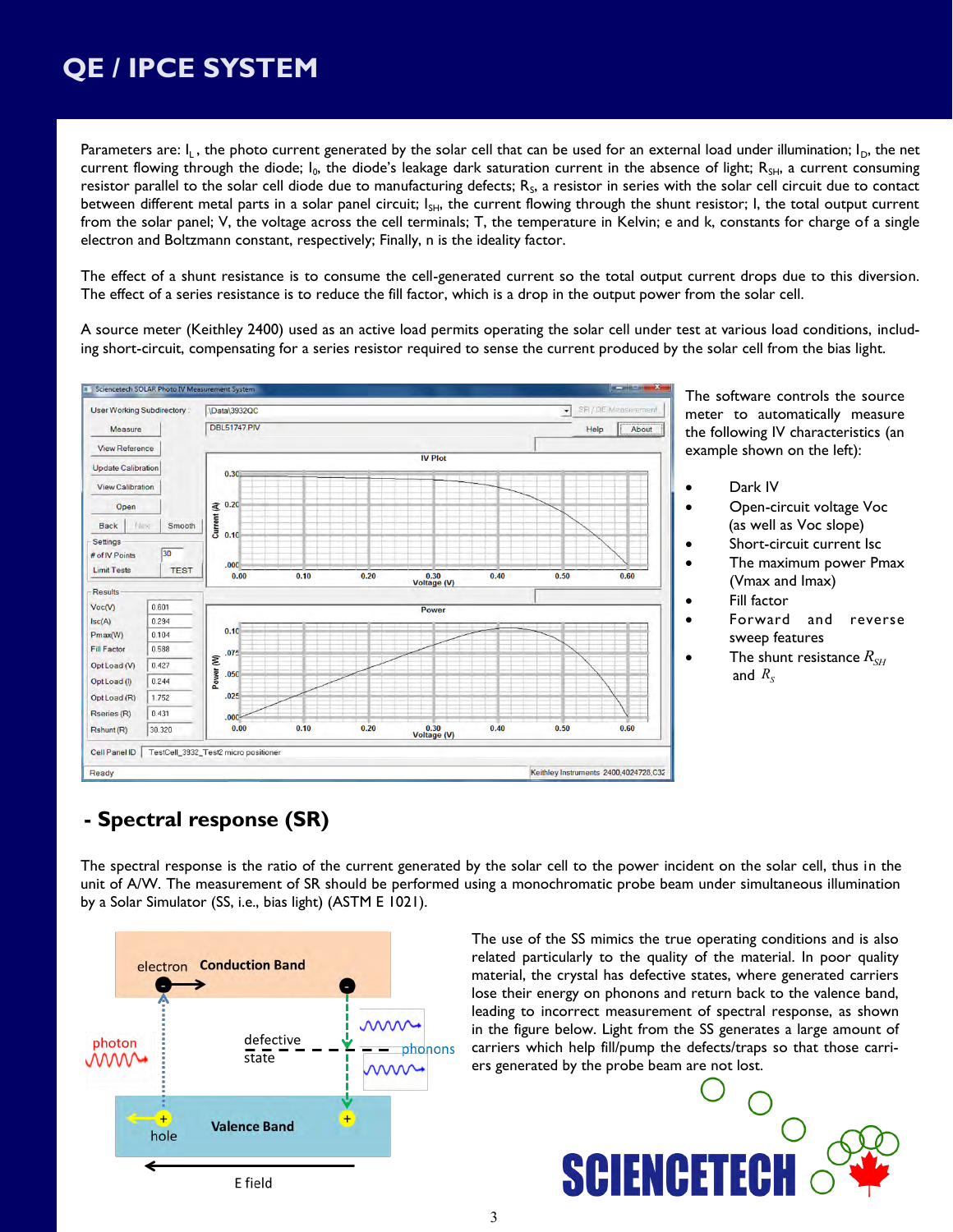# QE / IPCE SYSTEM

Parameters are: $I_L$, the photo current generated by the solar cell that can be used for an external load under illumination; $I_D$, the net current flowing through the diode; $I_0$, the diode's leakage dark saturation current in the absence of light; $R_{SH}$, a current consuming resistor parallel to the solar cell diode due to manufacturing defects; $R_S$, a resistor in series with the solar cell circuit due to contact between different metal parts in a solar panel circuit; $I_{SH}$, the current flowing through the shunt resistor; I, the total output current from the solar panel; V, the voltage across the cell terminals; T, the temperature in Kelvin; e and k, constants for charge of a single electron and Boltzmann constant, respectively; Finally, n is the ideality factor.

The effect of a shunt resistance is to consume the cell-generated current so the total output current drops due to this diversion. The effect of a series resistance is to reduce the fill factor, which is a drop in the output power from the solar cell.

A source meter (Keithley 2400) used as an active load permits operating the solar cell under test at various load conditions, including short-circuit, compensating for a series resistor required to sense the current produced by the solar cell from the bias light.

The software controls the source meter to automatically measure the following IV characteristics (an example shown on the left):

- Dark IV
- Open-circuit voltage Voc (as well as Voc slope)
- Short-circuit current Isc
- The maximum power Pmax (Vmax and Imax)
- Fill factor
- Forward and reverse sweep features
- The shunt resistance $R_{SH}$ and $R_S$

## - Spectral response (SR)

The spectral response is the ratio of the current generated by the solar cell to the power incident on the solar cell, thus in the unit of A/W. The measurement of SR should be performed using a monochromatic probe beam under simultaneous illumination by a Solar Simulator (SS, i.e., bias light) (ASTM E 1021).

The use of the SS mimics the true operating conditions and is also related particularly to the quality of the material. In poor quality material, the crystal has defective states, where generated carriers lose their energy on phonons and return back to the valence band, leading to incorrect measurement of spectral response, as shown in the figure below. Light from the SS generates a large amount of carriers which help fill/pump the defects/traps so that those carriers generated by the probe beam are not lost.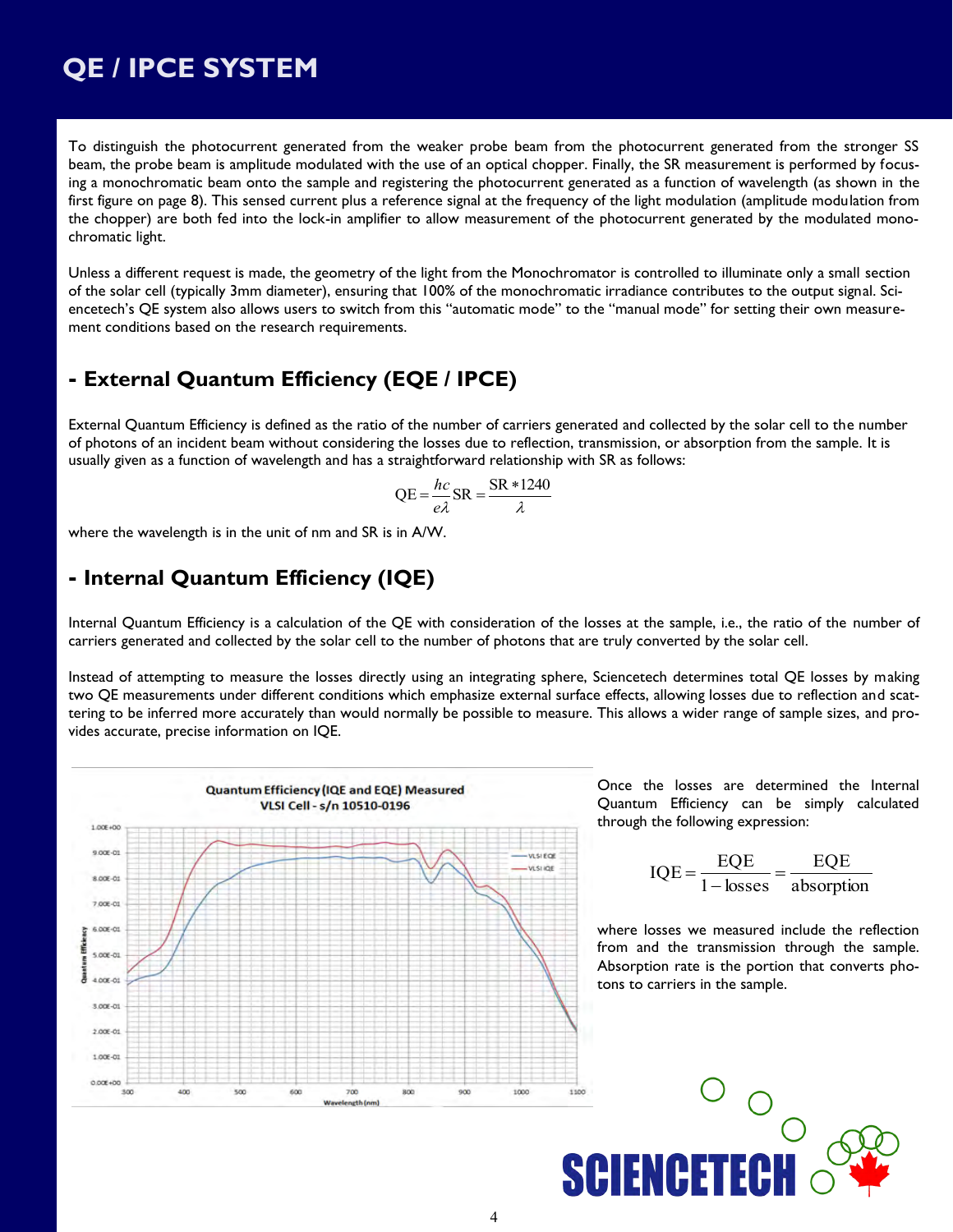# QE / IPCE SYSTEM

To distinguish the photocurrent generated from the weaker probe beam from the photocurrent generated from the stronger SS beam, the probe beam is amplitude modulated with the use of an optical chopper. Finally, the SR measurement is performed by focusing a monochromatic beam onto the sample and registering the photocurrent generated as a function of wavelength (as shown in the first figure on page 8). This sensed current plus a reference signal at the frequency of the light modulation (amplitude modulation from the chopper) are both fed into the lock-in amplifier to allow measurement of the photocurrent generated by the modulated monochromatic light.

Unless a different request is made, the geometry of the light from the Monochromator is controlled to illuminate only a small section of the solar cell (typically 3mm diameter), ensuring that 100% of the monochromatic irradiance contributes to the output signal. Sciencetech's QE system also allows users to switch from this "automatic mode" to the "manual mode" for setting their own measurement conditions based on the research requirements.

## - External Quantum Efficiency (EQE / IPCE)

External Quantum Efficiency is defined as the ratio of the number of carriers generated and collected by the solar cell to the number of photons of an incident beam without considering the losses due to reflection, transmission, or absorption from the sample. It is usually given as a function of wavelength and has a straightforward relationship with SR as follows:

$$\mathrm{QE} = \frac{hc}{e\lambda}\mathrm{SR} = \frac{\mathrm{SR} * 1240}{\lambda}$$

where the wavelength is in the unit of nm and SR is in A/W.

## - Internal Quantum Efficiency (IQE)

Internal Quantum Efficiency is a calculation of the QE with consideration of the losses at the sample, i.e., the ratio of the number of carriers generated and collected by the solar cell to the number of photons that are truly converted by the solar cell.

Instead of attempting to measure the losses directly using an integrating sphere, Sciencetech determines total QE losses by making two QE measurements under different conditions which emphasize external surface effects, allowing losses due to reflection and scattering to be inferred more accurately than would normally be possible to measure. This allows a wider range of sample sizes, and provides accurate, precise information on IQE.

Quantum Efficiency (IQE and EQE) Measured
VLSI Cell - s/n 10510-0196

Once the losses are determined the Internal Quantum Efficiency can be simply calculated through the following expression:

$$\mathrm{IQE} = \frac{\mathrm{EQE}}{1 - \mathrm{losses}} = \frac{\mathrm{EQE}}{\mathrm{absorption}}$$

where losses we measured include the reflection from and the transmission through the sample. Absorption rate is the portion that converts photons to carriers in the sample.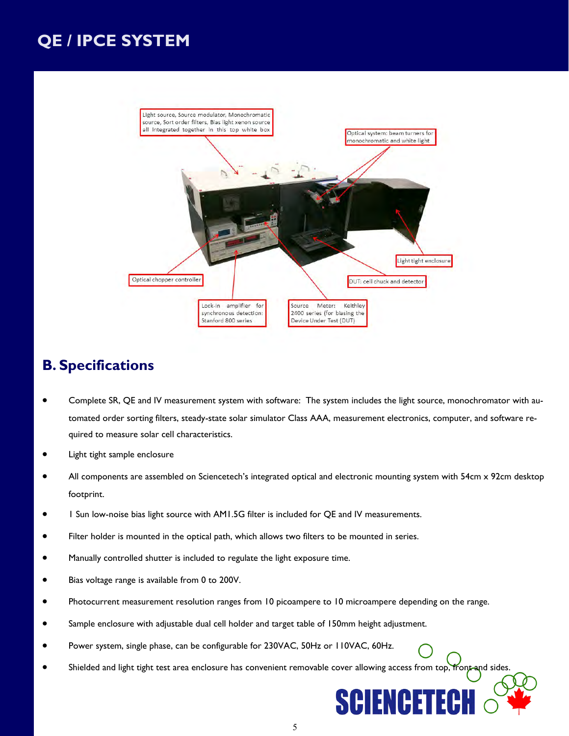# QE / IPCE SYSTEM

Light source, Source modulator, Monochromatic source, Sort order filters, Bias light xenon source all integrated together in this top white box

Optical system: beam turners for monochromatic and white light

Light tight enclosure

Optical chopper controller

DUT: cell chuck and detector

Lock-in amplifier for synchronous detection: Stanford 800 series

Source Meter: Keithley 2400 series (for biasing the Device Under Test (DUT)

## B. Specifications

- Complete SR, QE and IV measurement system with software: The system includes the light source, monochromator with automated order sorting filters, steady-state solar simulator Class AAA, measurement electronics, computer, and software required to measure solar cell characteristics.
- Light tight sample enclosure
- All components are assembled on Sciencetech's integrated optical and electronic mounting system with 54cm x 92cm desktop footprint.
- 1 Sun low-noise bias light source with AM1.5G filter is included for QE and IV measurements.
- Filter holder is mounted in the optical path, which allows two filters to be mounted in series.
- Manually controlled shutter is included to regulate the light exposure time.
- Bias voltage range is available from 0 to 200V.
- Photocurrent measurement resolution ranges from 10 picoampere to 10 microampere depending on the range.
- Sample enclosure with adjustable dual cell holder and target table of 150mm height adjustment.
- Power system, single phase, can be configurable for 230VAC, 50Hz or 110VAC, 60Hz.
- Shielded and light tight test area enclosure has convenient removable cover allowing access from top, front and sides.

SCIENCETECH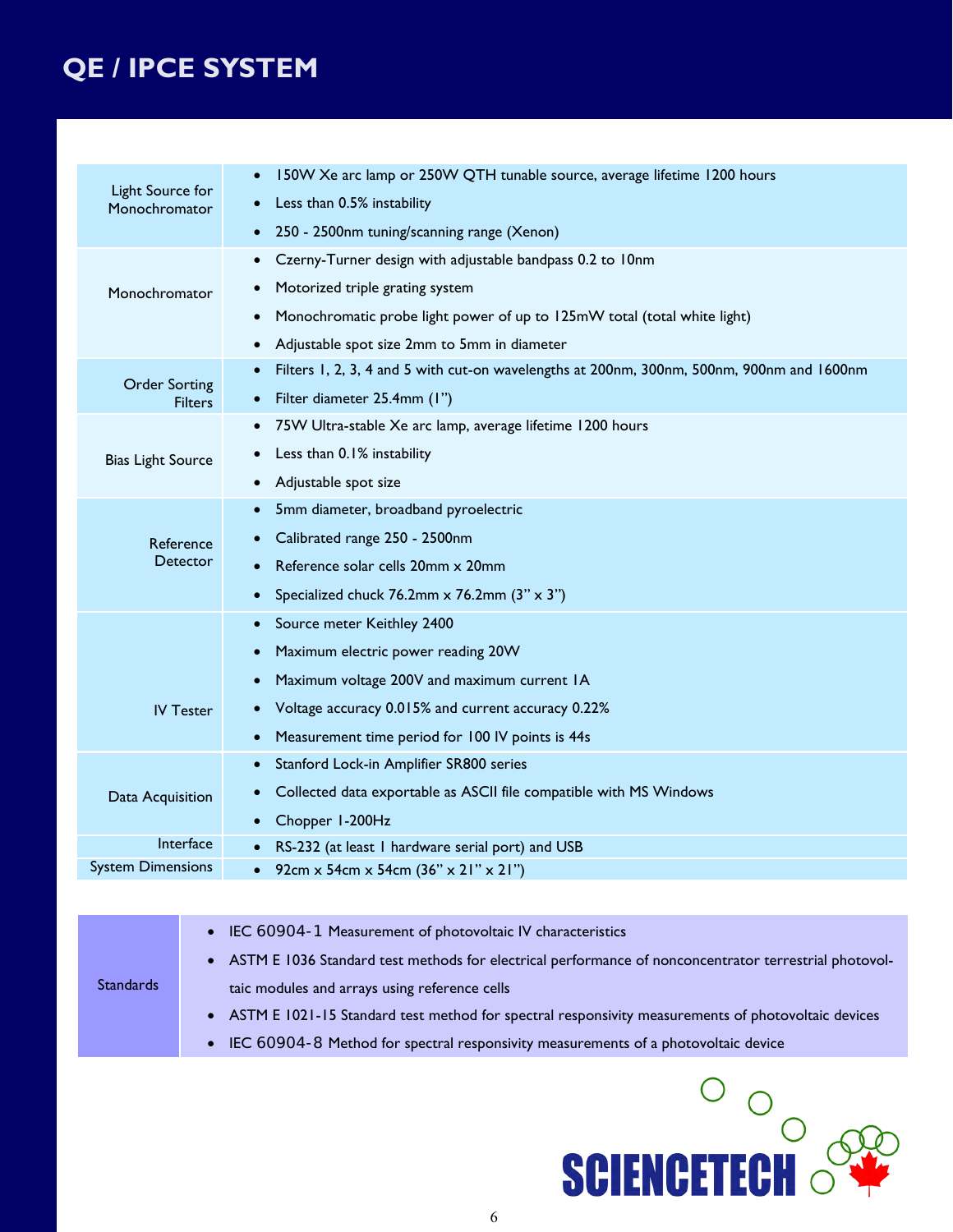# QE / IPCE SYSTEM

| | |
|---|---|
| Light Source for Monochromator | • 150W Xe arc lamp or 250W QTH tunable source, average lifetime 1200 hours<br>• Less than 0.5% instability<br>• 250 - 2500nm tuning/scanning range (Xenon) |
| Monochromator | • Czerny-Turner design with adjustable bandpass 0.2 to 10nm<br>• Motorized triple grating system<br>• Monochromatic probe light power of up to 125mW total (total white light)<br>• Adjustable spot size 2mm to 5mm in diameter |
| Order Sorting Filters | • Filters 1, 2, 3, 4 and 5 with cut-on wavelengths at 200nm, 300nm, 500nm, 900nm and 1600nm<br>• Filter diameter 25.4mm (1") |
| Bias Light Source | • 75W Ultra-stable Xe arc lamp, average lifetime 1200 hours<br>• Less than 0.1% instability<br>• Adjustable spot size |
| Reference Detector | • 5mm diameter, broadband pyroelectric<br>• Calibrated range 250 - 2500nm<br>• Reference solar cells 20mm x 20mm<br>• Specialized chuck 76.2mm x 76.2mm (3" x 3") |
| IV Tester | • Source meter Keithley 2400<br>• Maximum electric power reading 20W<br>• Maximum voltage 200V and maximum current 1A<br>• Voltage accuracy 0.015% and current accuracy 0.22%<br>• Measurement time period for 100 IV points is 44s |
| Data Acquisition | • Stanford Lock-in Amplifier SR800 series<br>• Collected data exportable as ASCII file compatible with MS Windows<br>• Chopper 1-200Hz |
| Interface | • RS-232 (at least 1 hardware serial port) and USB |
| System Dimensions | • 92cm x 54cm x 54cm (36" x 21" x 21") |

| | |
|---|---|
| Standards | • IEC 60904-1 Measurement of photovoltaic IV characteristics<br>• ASTM E 1036 Standard test methods for electrical performance of nonconcentrator terrestrial photovoltaic modules and arrays using reference cells<br>• ASTM E 1021-15 Standard test method for spectral responsivity measurements of photovoltaic devices<br>• IEC 60904-8 Method for spectral responsivity measurements of a photovoltaic device |

SCIENCETECH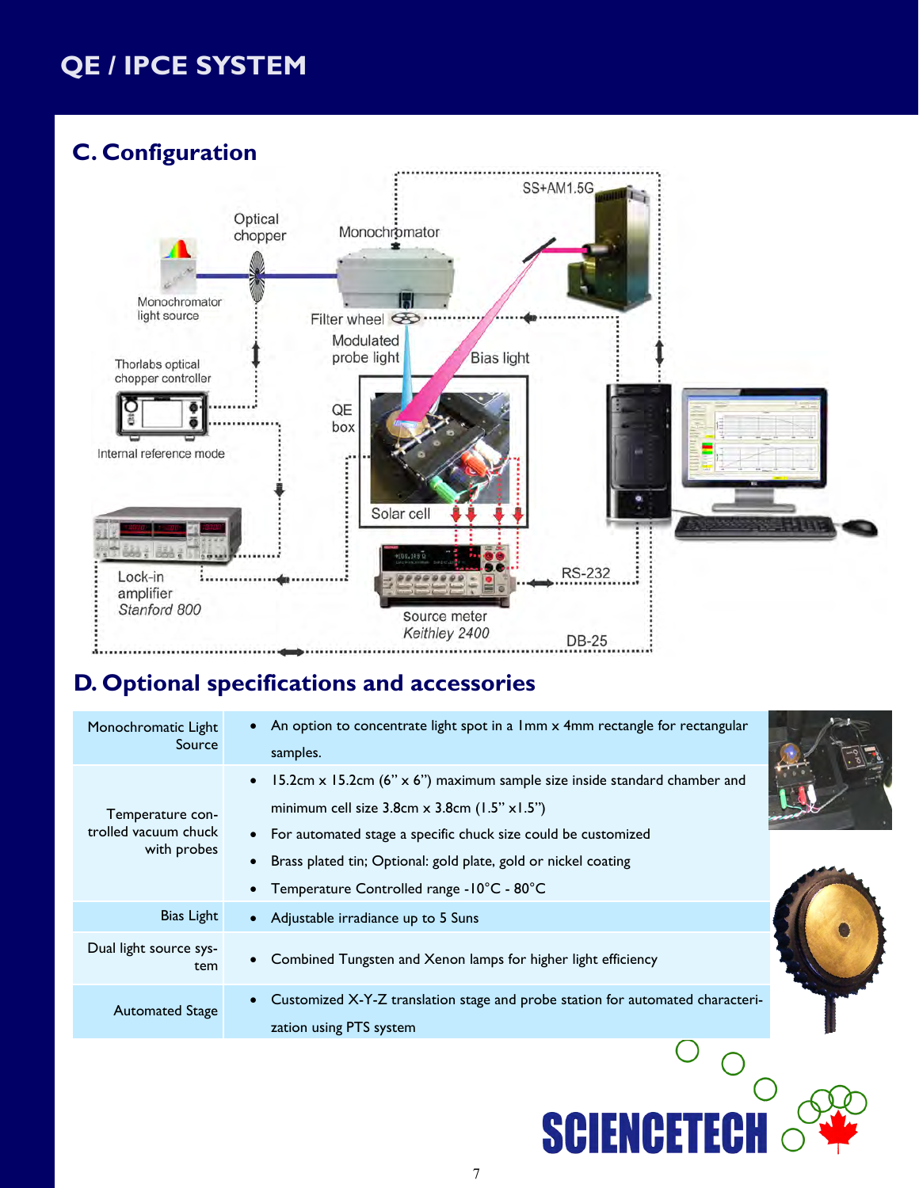# QE / IPCE SYSTEM

## C. Configuration

SS+AM1.5G

Optical chopper

Monochromator

Monochromator light source

Filter wheel

Modulated probe light

Bias light

Thorlabs optical chopper controller

QE box

Internal reference mode

Solar cell

Lock-in amplifier
*Stanford 800*

RS-232

Source meter
*Keithley 2400*

DB-25

## D. Optional specifications and accessories

| | |
|---|---|
| Monochromatic Light Source | • An option to concentrate light spot in a 1mm x 4mm rectangle for rectangular samples. |
| Temperature controlled vacuum chuck with probes | • 15.2cm x 15.2cm (6" x 6") maximum sample size inside standard chamber and minimum cell size 3.8cm x 3.8cm (1.5" x1.5")<br>• For automated stage a specific chuck size could be customized<br>• Brass plated tin; Optional: gold plate, gold or nickel coating<br>• Temperature Controlled range -10°C - 80°C |
| Bias Light | • Adjustable irradiance up to 5 Suns |
| Dual light source system | • Combined Tungsten and Xenon lamps for higher light efficiency |
| Automated Stage | • Customized X-Y-Z translation stage and probe station for automated characterization using PTS system |

SCIENCETECH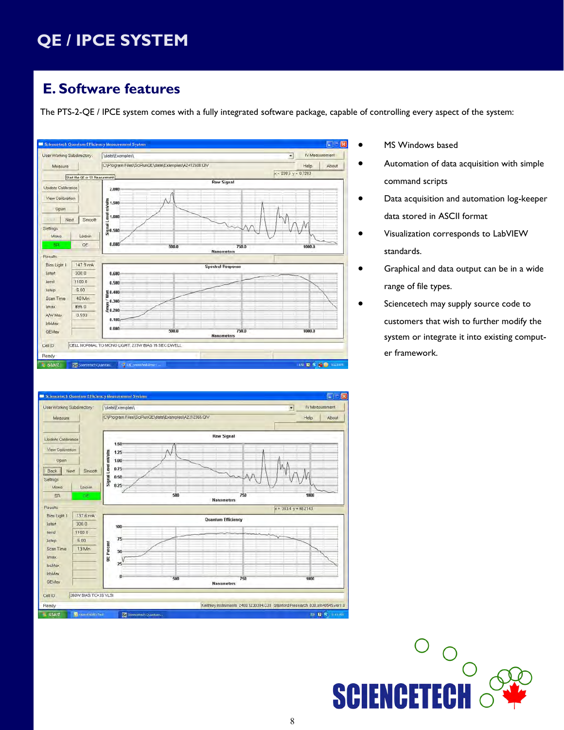# QE / IPCE SYSTEM

## E. Software features

The PTS-2-QE / IPCE system comes with a fully integrated software package, capable of controlling every aspect of the system:

- MS Windows based
- Automation of data acquisition with simple command scripts
- Data acquisition and automation log-keeper data stored in ASCII format
- Visualization corresponds to LabVIEW standards.
- Graphical and data output can be in a wide range of file types.
- Sciencetech may supply source code to customers that wish to further modify the system or integrate it into existing computer framework.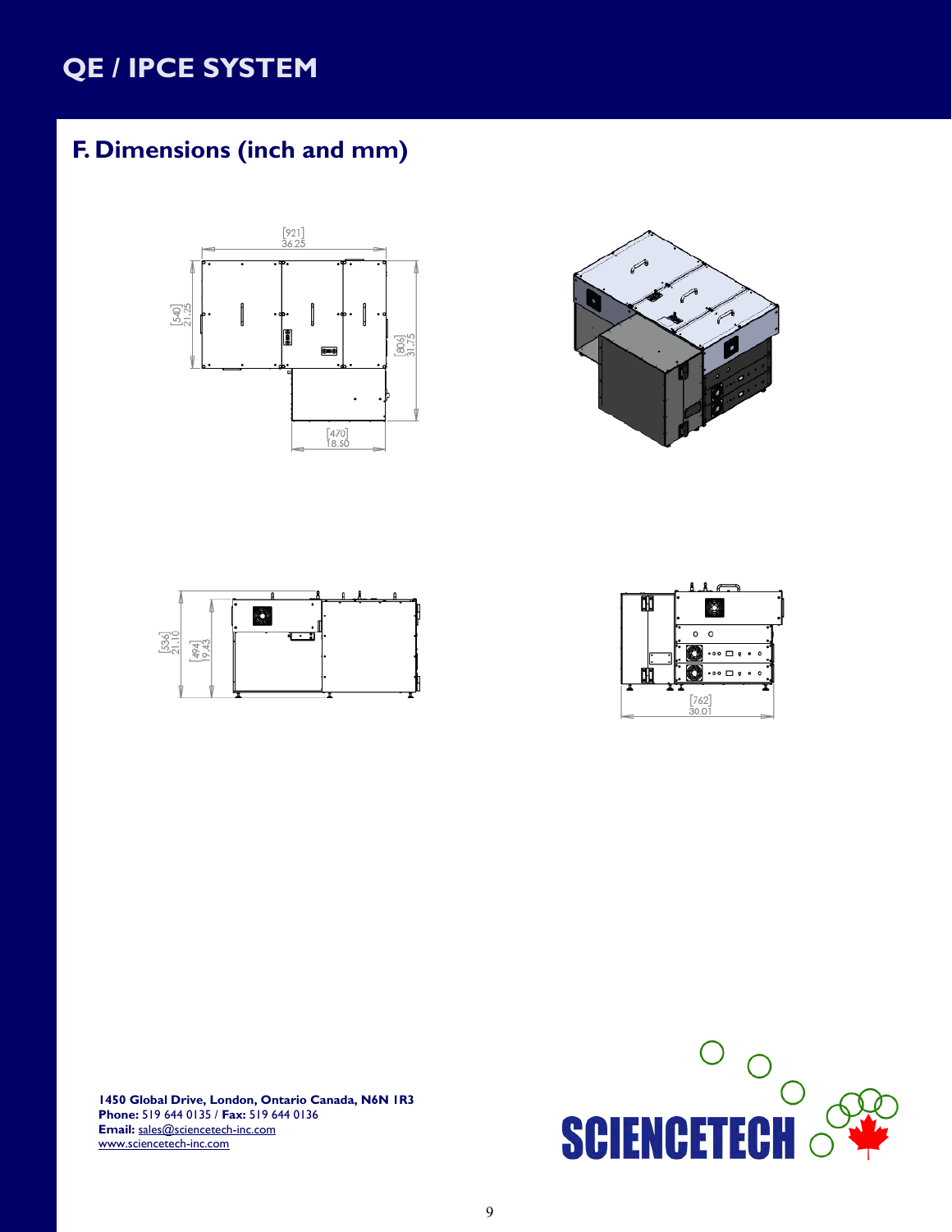## F. Dimensions (inch and mm)

[921]
36.25

[540]
21.25

[806]
31.75

[470]
18.50

[536]
21.10

[494]
19.43

[762]
30.01

**1450 Global Drive, London, Ontario Canada, N6N 1R3**
**Phone:** 519 644 0135 / **Fax:** 519 644 0136
**Email:** sales@sciencetech-inc.com
www.sciencetech-inc.com

SCIENCETECH